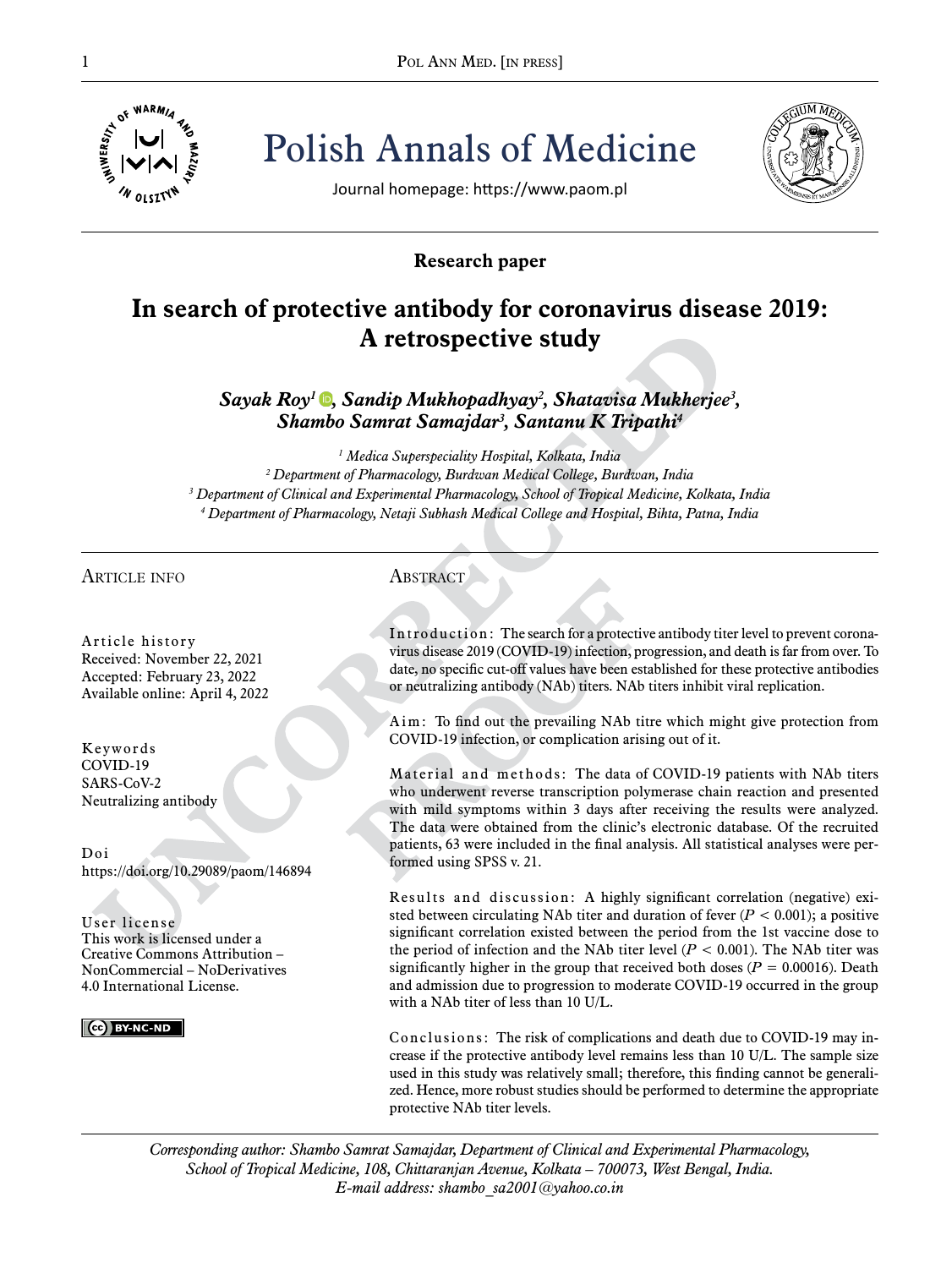Polish Annals of Medicine

Journal homepage: https://www.paom.pl

**Research paper**

# In search of protective antibody for coronavirus disease 2019: A retrospective study

***Sayak Roy[1], Sandip Mukhopadhyay[2], Shatavisa Mukherjee[3], Shambo Samrat Samajdar[3], Santanu K Tripathi[4]***

*[1] Medica Superspeciality Hospital, Kolkata, India*
*[2] Department of Pharmacology, Burdwan Medical College, Burdwan, India*
*[3] Department of Clinical and Experimental Pharmacology, School of Tropical Medicine, Kolkata, India*
*[4] Department of Pharmacology, Netaji Subhash Medical College and Hospital, Bihta, Patna, India*

## Article info

**Article history**
Received: November 22, 2021
Accepted: February 23, 2022
Available online: April 4, 2022

**Keywords**
COVID-19
SARS-CoV-2
Neutralizing antibody

**Doi**
https://doi.org/10.29089/paom/146894

**User license**
This work is licensed under a Creative Commons Attribution – NonCommercial – NoDerivatives 4.0 International License.

## Abstract

**Introduction:** The search for a protective antibody titer level to prevent coronavirus disease 2019 (COVID-19) infection, progression, and death is far from over. To date, no specific cut-off values have been established for these protective antibodies or neutralizing antibody (NAb) titers. NAb titers inhibit viral replication.

**Aim:** To find out the prevailing NAb titre which might give protection from COVID-19 infection, or complication arising out of it.

**Material and methods:** The data of COVID-19 patients with NAb titers who underwent reverse transcription polymerase chain reaction and presented with mild symptoms within 3 days after receiving the results were analyzed. The data were obtained from the clinic's electronic database. Of the recruited patients, 63 were included in the final analysis. All statistical analyses were performed using SPSS v. 21.

**Results and discussion:** A highly significant correlation (negative) existed between circulating NAb titer and duration of fever ($P < 0.001$); a positive significant correlation existed between the period from the 1st vaccine dose to the period of infection and the NAb titer level ($P < 0.001$). The NAb titer was significantly higher in the group that received both doses ($P = 0.00016$). Death and admission due to progression to moderate COVID-19 occurred in the group with a NAb titer of less than 10 U/L.

**Conclusions:** The risk of complications and death due to COVID-19 may increase if the protective antibody level remains less than 10 U/L. The sample size used in this study was relatively small; therefore, this finding cannot be generalized. Hence, more robust studies should be performed to determine the appropriate protective NAb titer levels.

*Corresponding author: Shambo Samrat Samajdar, Department of Clinical and Experimental Pharmacology, School of Tropical Medicine, 108, Chittaranjan Avenue, Kolkata – 700073, West Bengal, India.*
*E-mail address: shambo_sa2001@yahoo.co.in*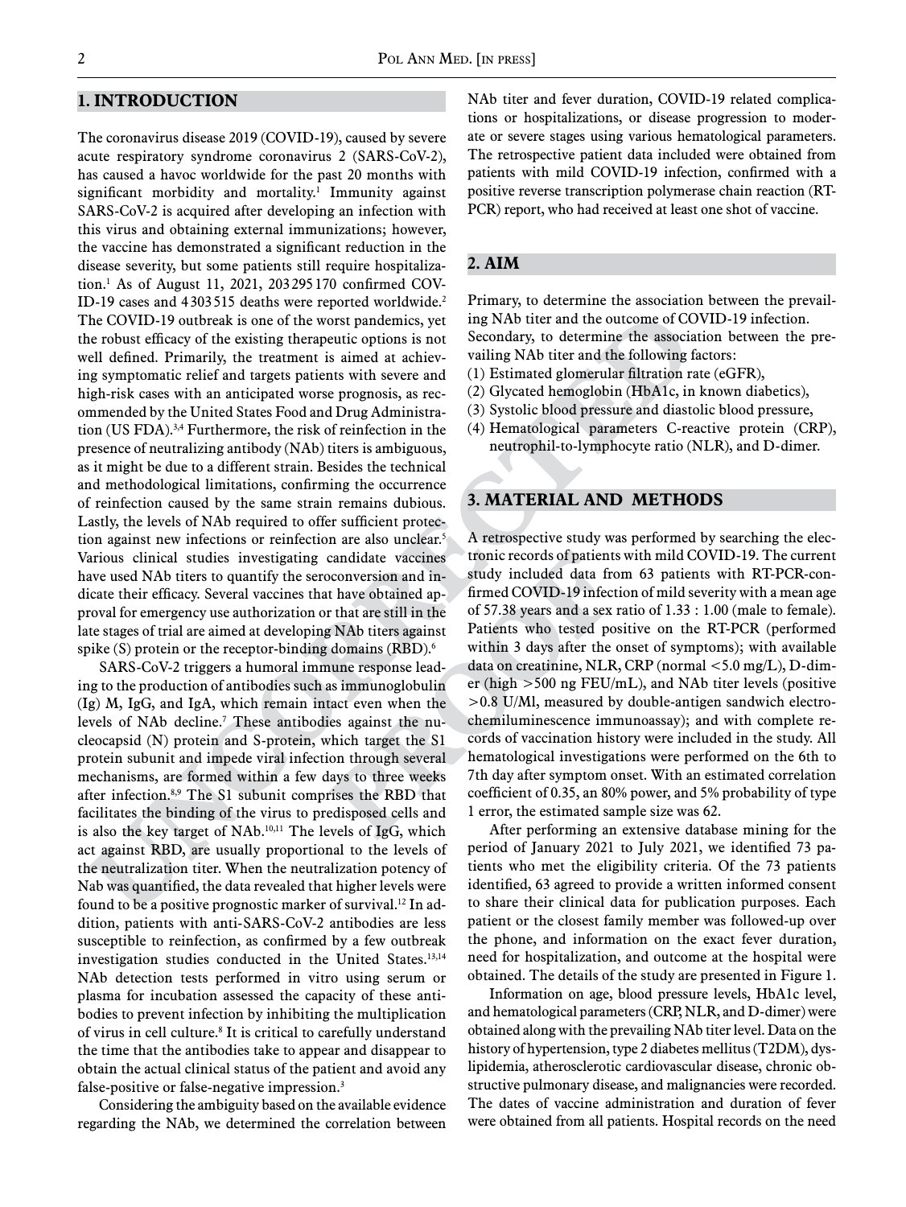## 1. INTRODUCTION

The coronavirus disease 2019 (COVID-19), caused by severe acute respiratory syndrome coronavirus 2 (SARS-CoV-2), has caused a havoc worldwide for the past 20 months with significant morbidity and mortality.[1] Immunity against SARS-CoV-2 is acquired after developing an infection with this virus and obtaining external immunizations; however, the vaccine has demonstrated a significant reduction in the disease severity, but some patients still require hospitalization.[1] As of August 11, 2021, 203 295 170 confirmed COVID-19 cases and 4 303 515 deaths were reported worldwide.[2] The COVID-19 outbreak is one of the worst pandemics, yet the robust efficacy of the existing therapeutic options is not well defined. Primarily, the treatment is aimed at achieving symptomatic relief and targets patients with severe and high-risk cases with an anticipated worse prognosis, as recommended by the United States Food and Drug Administration (US FDA).[3,4] Furthermore, the risk of reinfection in the presence of neutralizing antibody (NAb) titers is ambiguous, as it might be due to a different strain. Besides the technical and methodological limitations, confirming the occurrence of reinfection caused by the same strain remains dubious. Lastly, the levels of NAb required to offer sufficient protection against new infections or reinfection are also unclear.[5] Various clinical studies investigating candidate vaccines have used NAb titers to quantify the seroconversion and indicate their efficacy. Several vaccines that have obtained approval for emergency use authorization or that are still in the late stages of trial are aimed at developing NAb titers against spike (S) protein or the receptor-binding domains (RBD).[6]

SARS-CoV-2 triggers a humoral immune response leading to the production of antibodies such as immunoglobulin (Ig) M, IgG, and IgA, which remain intact even when the levels of NAb decline.[7] These antibodies against the nucleocapsid (N) protein and S-protein, which target the S1 protein subunit and impede viral infection through several mechanisms, are formed within a few days to three weeks after infection.[8,9] The S1 subunit comprises the RBD that facilitates the binding of the virus to predisposed cells and is also the key target of NAb.[10,11] The levels of IgG, which act against RBD, are usually proportional to the levels of the neutralization titer. When the neutralization potency of Nab was quantified, the data revealed that higher levels were found to be a positive prognostic marker of survival.[12] In addition, patients with anti-SARS-CoV-2 antibodies are less susceptible to reinfection, as confirmed by a few outbreak investigation studies conducted in the United States.[13,14] NAb detection tests performed in vitro using serum or plasma for incubation assessed the capacity of these antibodies to prevent infection by inhibiting the multiplication of virus in cell culture.[8] It is critical to carefully understand the time that the antibodies take to appear and disappear to obtain the actual clinical status of the patient and avoid any false-positive or false-negative impression.[3]

Considering the ambiguity based on the available evidence regarding the NAb, we determined the correlation between NAb titer and fever duration, COVID-19 related complications or hospitalizations, or disease progression to moderate or severe stages using various hematological parameters. The retrospective patient data included were obtained from patients with mild COVID-19 infection, confirmed with a positive reverse transcription polymerase chain reaction (RT-PCR) report, who had received at least one shot of vaccine.

## 2. AIM

Primary, to determine the association between the prevailing NAb titer and the outcome of COVID-19 infection. Secondary, to determine the association between the prevailing NAb titer and the following factors:

(1) Estimated glomerular filtration rate (eGFR),
(2) Glycated hemoglobin (HbA1c, in known diabetics),
(3) Systolic blood pressure and diastolic blood pressure,
(4) Hematological parameters C-reactive protein (CRP), neutrophil-to-lymphocyte ratio (NLR), and D-dimer.

## 3. MATERIAL AND METHODS

A retrospective study was performed by searching the electronic records of patients with mild COVID-19. The current study included data from 63 patients with RT-PCR-confirmed COVID-19 infection of mild severity with a mean age of 57.38 years and a sex ratio of 1.33 : 1.00 (male to female). Patients who tested positive on the RT-PCR (performed within 3 days after the onset of symptoms); with available data on creatinine, NLR, CRP (normal <5.0 mg/L), D-dimer (high >500 ng FEU/mL), and NAb titer levels (positive >0.8 U/Ml, measured by double-antigen sandwich electrochemiluminescence immunoassay); and with complete records of vaccination history were included in the study. All hematological investigations were performed on the 6th to 7th day after symptom onset. With an estimated correlation coefficient of 0.35, an 80% power, and 5% probability of type 1 error, the estimated sample size was 62.

After performing an extensive database mining for the period of January 2021 to July 2021, we identified 73 patients who met the eligibility criteria. Of the 73 patients identified, 63 agreed to provide a written informed consent to share their clinical data for publication purposes. Each patient or the closest family member was followed-up over the phone, and information on the exact fever duration, need for hospitalization, and outcome at the hospital were obtained. The details of the study are presented in Figure 1.

Information on age, blood pressure levels, HbA1c level, and hematological parameters (CRP, NLR, and D-dimer) were obtained along with the prevailing NAb titer level. Data on the history of hypertension, type 2 diabetes mellitus (T2DM), dyslipidemia, atherosclerotic cardiovascular disease, chronic obstructive pulmonary disease, and malignancies were recorded. The dates of vaccine administration and duration of fever were obtained from all patients. Hospital records on the need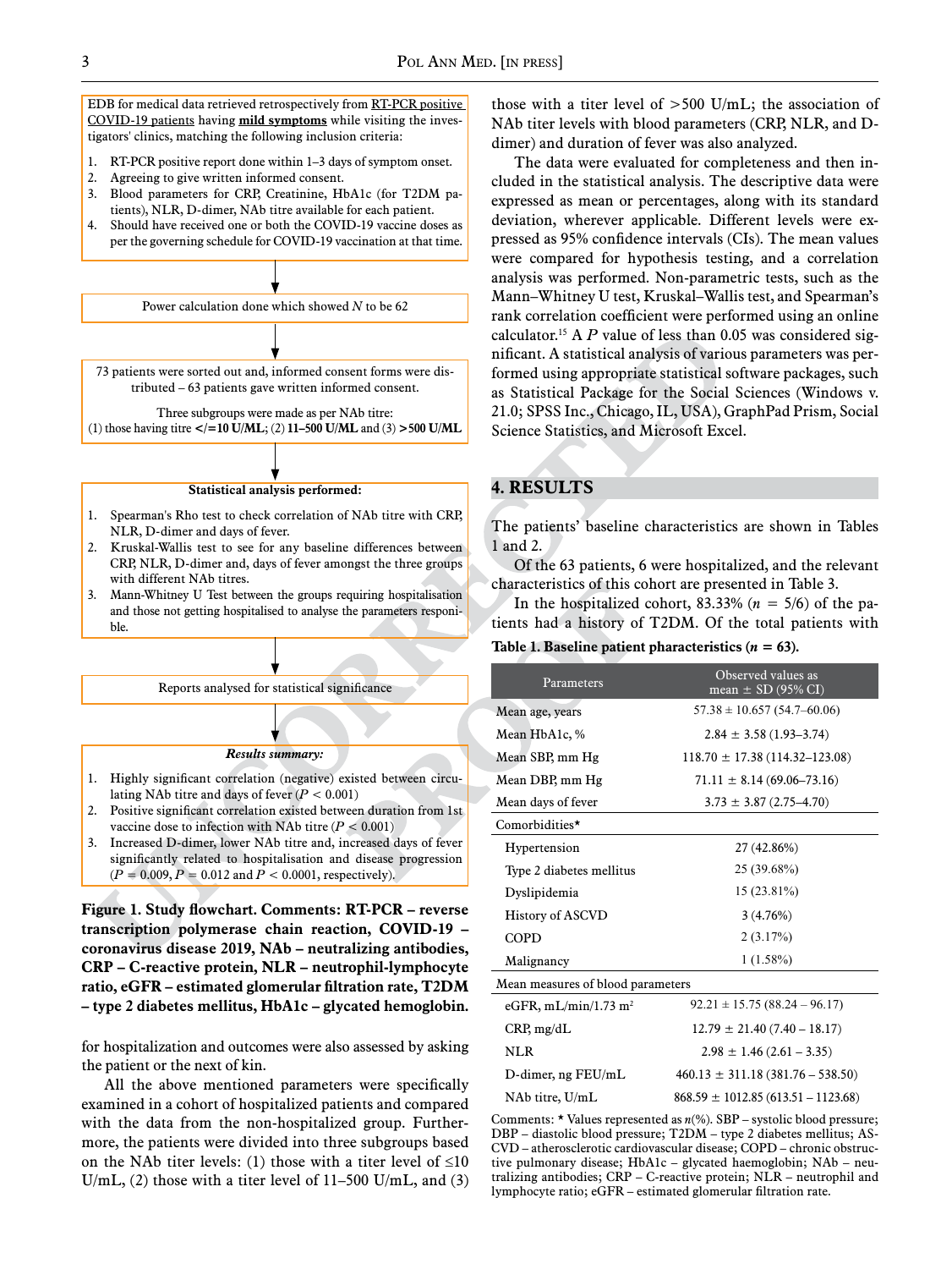EDB for medical data retrieved retrospectively from RT-PCR positive COVID-19 patients having **mild symptoms** while visiting the investigators' clinics, matching the following inclusion criteria:

1. RT-PCR positive report done within 1–3 days of symptom onset.
2. Agreeing to give written informed consent.
3. Blood parameters for CRP, Creatinine, HbA1c (for T2DM patients), NLR, D-dimer, NAb titre available for each patient.
4. Should have received one or both the COVID-19 vaccine doses as per the governing schedule for COVID-19 vaccination at that time.

↓

Power calculation done which showed *N* to be 62

↓

73 patients were sorted out and, informed consent forms were distributed – 63 patients gave written informed consent.

Three subgroups were made as per NAb titre:
(1) those having titre **</=10 U/ML**; (2) **11–500 U/ML** and (3) **>500 U/ML**

↓

**Statistical analysis performed:**

1. Spearman's Rho test to check correlation of NAb titre with CRP, NLR, D-dimer and days of fever.
2. Kruskal-Wallis test to see for any baseline differences between CRP, NLR, D-dimer and, days of fever amongst the three groups with different NAb titres.
3. Mann-Whitney U Test between the groups requiring hospitalisation and those not getting hospitalised to analyse the parameters responsible.

↓

Reports analysed for statistical significance

↓

***Results summary:***

1. Highly significant correlation (negative) existed between circulating NAb titre and days of fever ($P < 0.001$)
2. Positive significant correlation existed between duration from 1st vaccine dose to infection with NAb titre ($P < 0.001$)
3. Increased D-dimer, lower NAb titre and, increased days of fever significantly related to hospitalisation and disease progression ($P = 0.009$, $P = 0.012$ and $P < 0.0001$, respectively).

**Figure 1. Study flowchart. Comments: RT-PCR – reverse transcription polymerase chain reaction, COVID-19 – coronavirus disease 2019, NAb – neutralizing antibodies, CRP – C-reactive protein, NLR – neutrophil-lymphocyte ratio, eGFR – estimated glomerular filtration rate, T2DM – type 2 diabetes mellitus, HbA1c – glycated hemoglobin.**

for hospitalization and outcomes were also assessed by asking the patient or the next of kin.

All the above mentioned parameters were specifically examined in a cohort of hospitalized patients and compared with the data from the non-hospitalized group. Furthermore, the patients were divided into three subgroups based on the NAb titer levels: (1) those with a titer level of ≤10 U/mL, (2) those with a titer level of 11–500 U/mL, and (3) those with a titer level of >500 U/mL; the association of NAb titer levels with blood parameters (CRP, NLR, and D-dimer) and duration of fever was also analyzed.

The data were evaluated for completeness and then included in the statistical analysis. The descriptive data were expressed as mean or percentages, along with its standard deviation, wherever applicable. Different levels were expressed as 95% confidence intervals (CIs). The mean values were compared for hypothesis testing, and a correlation analysis was performed. Non-parametric tests, such as the Mann–Whitney U test, Kruskal–Wallis test, and Spearman's rank correlation coefficient were performed using an online calculator.[15] A *P* value of less than 0.05 was considered significant. A statistical analysis of various parameters was performed using appropriate statistical software packages, such as Statistical Package for the Social Sciences (Windows v. 21.0; SPSS Inc., Chicago, IL, USA), GraphPad Prism, Social Science Statistics, and Microsoft Excel.

## 4. RESULTS

The patients' baseline characteristics are shown in Tables 1 and 2.

Of the 63 patients, 6 were hospitalized, and the relevant characteristics of this cohort are presented in Table 3.

In the hospitalized cohort, 83.33% ($n$ = 5/6) of the patients had a history of T2DM. Of the total patients with

**Table 1. Baseline patient characteristics ($n$ = 63).**

| Parameters | Observed values as mean ± SD (95% CI) |
|---|---|
| Mean age, years | 57.38 ± 10.657 (54.7–60.06) |
| Mean HbA1c, % | 2.84 ± 3.58 (1.93–3.74) |
| Mean SBP, mm Hg | 118.70 ± 17.38 (114.32–123.08) |
| Mean DBP, mm Hg | 71.11 ± 8.14 (69.06–73.16) |
| Mean days of fever | 3.73 ± 3.87 (2.75–4.70) |
| Comorbidities* | |
| Hypertension | 27 (42.86%) |
| Type 2 diabetes mellitus | 25 (39.68%) |
| Dyslipidemia | 15 (23.81%) |
| History of ASCVD | 3 (4.76%) |
| COPD | 2 (3.17%) |
| Malignancy | 1 (1.58%) |
| Mean measures of blood parameters | |
| eGFR, mL/min/1.73 m$^2$ | 92.21 ± 15.75 (88.24 – 96.17) |
| CRP, mg/dL | 12.79 ± 21.40 (7.40 – 18.17) |
| NLR | 2.98 ± 1.46 (2.61 – 3.35) |
| D-dimer, ng FEU/mL | 460.13 ± 311.18 (381.76 – 538.50) |
| NAb titre, U/mL | 868.59 ± 1012.85 (613.51 – 1123.68) |

Comments: * Values represented as $n$(%). SBP – systolic blood pressure; DBP – diastolic blood pressure; T2DM – type 2 diabetes mellitus; ASCVD – atherosclerotic cardiovascular disease; COPD – chronic obstructive pulmonary disease; HbA1c – glycated haemoglobin; NAb – neutralizing antibodies; CRP – C-reactive protein; NLR – neutrophil and lymphocyte ratio; eGFR – estimated glomerular filtration rate.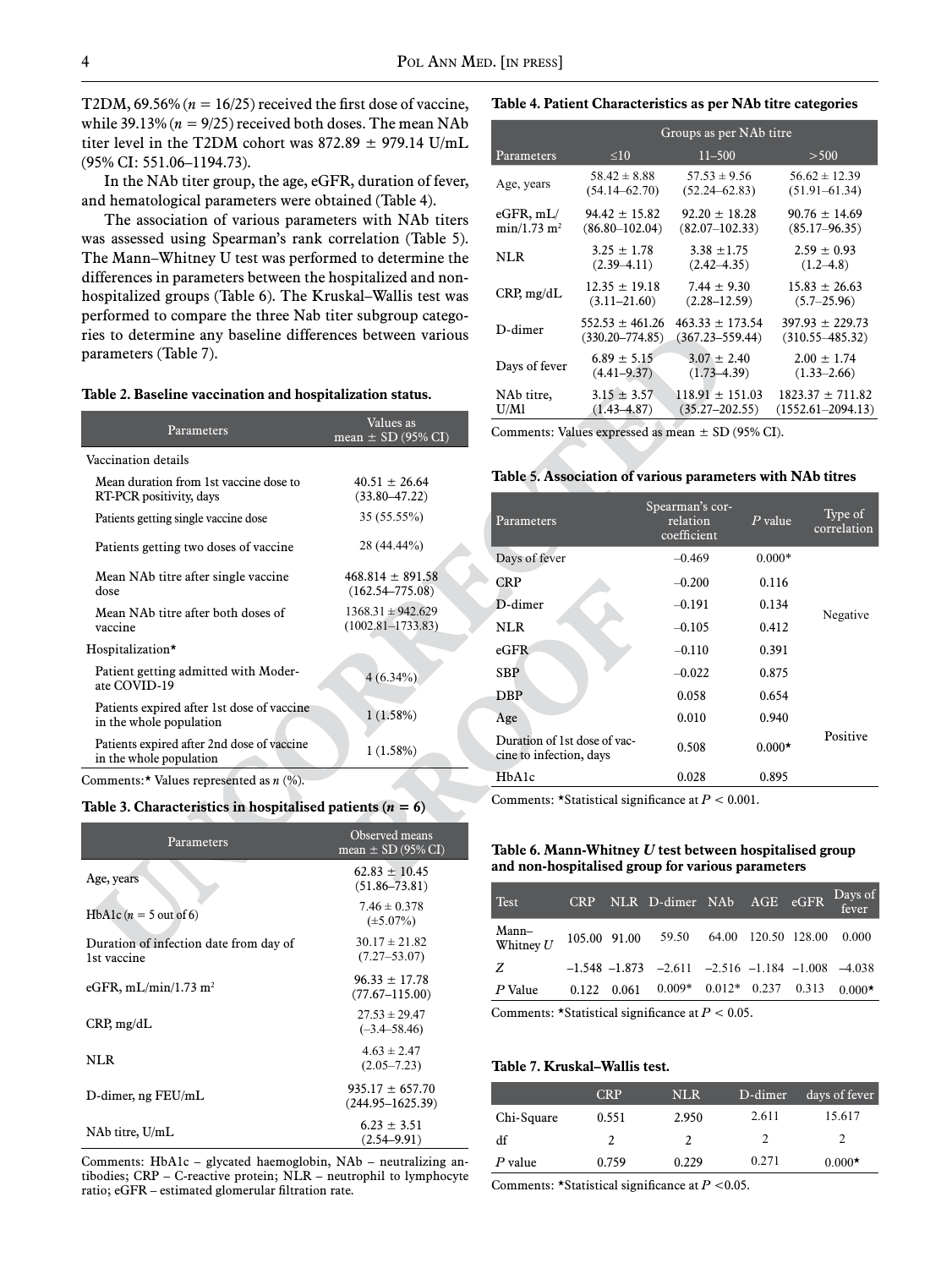T2DM, 69.56% ($n = 16/25$) received the first dose of vaccine, while 39.13% ($n = 9/25$) received both doses. The mean NAb titer level in the T2DM cohort was 872.89 ± 979.14 U/mL (95% CI: 551.06–1194.73).

In the NAb titer group, the age, eGFR, duration of fever, and hematological parameters were obtained (Table 4).

The association of various parameters with NAb titers was assessed using Spearman's rank correlation (Table 5). The Mann–Whitney U test was performed to determine the differences in parameters between the hospitalized and non-hospitalized groups (Table 6). The Kruskal–Wallis test was performed to compare the three Nab titer subgroup categories to determine any baseline differences between various parameters (Table 7).

**Table 2. Baseline vaccination and hospitalization status.**

| Parameters | Values as mean ± SD (95% CI) |
|---|---|
| Vaccination details | |
| Mean duration from 1st vaccine dose to RT-PCR positivity, days | 40.51 ± 26.64 (33.80–47.22) |
| Patients getting single vaccine dose | 35 (55.55%) |
| Patients getting two doses of vaccine | 28 (44.44%) |
| Mean NAb titre after single vaccine dose | 468.814 ± 891.58 (162.54–775.08) |
| Mean NAb titre after both doses of vaccine | 1368.31 ± 942.629 (1002.81–1733.83) |
| Hospitalization* | |
| Patient getting admitted with Moderate COVID-19 | 4 (6.34%) |
| Patients expired after 1st dose of vaccine in the whole population | 1 (1.58%) |
| Patients expired after 2nd dose of vaccine in the whole population | 1 (1.58%) |

Comments: * Values represented as $n$ (%).

**Table 3. Characteristics in hospitalised patients ($n = 6$)**

| Parameters | Observed means mean ± SD (95% CI) |
|---|---|
| Age, years | 62.83 ± 10.45 (51.86–73.81) |
| HbA1c ($n = 5$ out of 6) | 7.46 ± 0.378 (±5.07%) |
| Duration of infection date from day of 1st vaccine | 30.17 ± 21.82 (7.27–53.07) |
| eGFR, mL/min/1.73 m² | 96.33 ± 17.78 (77.67–115.00) |
| CRP, mg/dL | 27.53 ± 29.47 (–3.4–58.46) |
| NLR | 4.63 ± 2.47 (2.05–7.23) |
| D-dimer, ng FEU/mL | 935.17 ± 657.70 (244.95–1625.39) |
| NAb titre, U/mL | 6.23 ± 3.51 (2.54–9.91) |

Comments: HbA1c – glycated haemoglobin, NAb – neutralizing antibodies; CRP – C-reactive protein; NLR – neutrophil to lymphocyte ratio; eGFR – estimated glomerular filtration rate.

**Table 4. Patient Characteristics as per NAb titre categories**

| | Groups as per NAb titre | | |
|---|---|---|---|
| Parameters | ≤10 | 11–500 | >500 |
| Age, years | 58.42 ± 8.88 (54.14–62.70) | 57.53 ± 9.56 (52.24–62.83) | 56.62 ± 12.39 (51.91–61.34) |
| eGFR, mL/min/1.73 m² | 94.42 ± 15.82 (86.80–102.04) | 92.20 ± 18.28 (82.07–102.33) | 90.76 ± 14.69 (85.17–96.35) |
| NLR | 3.25 ± 1.78 (2.39–4.11) | 3.38 ±1.75 (2.42–4.35) | 2.59 ± 0.93 (1.2–4.8) |
| CRP, mg/dL | 12.35 ± 19.18 (3.11–21.60) | 7.44 ± 9.30 (2.28–12.59) | 15.83 ± 26.63 (5.7–25.96) |
| D-dimer | 552.53 ± 461.26 (330.20–774.85) | 463.33 ± 173.54 (367.23–559.44) | 397.93 ± 229.73 (310.55–485.32) |
| Days of fever | 6.89 ± 5.15 (4.41–9.37) | 3.07 ± 2.40 (1.73–4.39) | 2.00 ± 1.74 (1.33–2.66) |
| NAb titre, U/Ml | 3.15 ± 3.57 (1.43–4.87) | 118.91 ± 151.03 (35.27–202.55) | 1823.37 ± 711.82 (1552.61–2094.13) |

Comments: Values expressed as mean ± SD (95% CI).

**Table 5. Association of various parameters with NAb titres**

| Parameters | Spearman's correlation coefficient | $P$ value | Type of correlation |
|---|---|---|---|
| Days of fever | –0.469 | 0.000* | Negative |
| CRP | –0.200 | 0.116 | |
| D-dimer | –0.191 | 0.134 | |
| NLR | –0.105 | 0.412 | |
| eGFR | –0.110 | 0.391 | |
| SBP | –0.022 | 0.875 | |
| DBP | 0.058 | 0.654 | Positive |
| Age | 0.010 | 0.940 | |
| Duration of 1st dose of vaccine to infection, days | 0.508 | 0.000* | |
| HbA1c | 0.028 | 0.895 | |

Comments: *Statistical significance at $P < 0.001$.

**Table 6. Mann-Whitney $U$ test between hospitalised group and non-hospitalised group for various parameters**

| Test | CRP | NLR | D-dimer | NAb | AGE | eGFR | Days of fever |
|---|---|---|---|---|---|---|---|
| Mann–Whitney $U$ | 105.00 | 91.00 | 59.50 | 64.00 | 120.50 | 128.00 | 0.000 |
| $Z$ | –1.548 | –1.873 | –2.611 | –2.516 | –1.184 | –1.008 | –4.038 |
| $P$ Value | 0.122 | 0.061 | 0.009* | 0.012* | 0.237 | 0.313 | 0.000* |

Comments: *Statistical significance at $P < 0.05$.

**Table 7. Kruskal–Wallis test.**

| | CRP | NLR | D-dimer | days of fever |
|---|---|---|---|---|
| Chi-Square | 0.551 | 2.950 | 2.611 | 15.617 |
| df | 2 | 2 | 2 | 2 |
| $P$ value | 0.759 | 0.229 | 0.271 | 0.000* |

Comments: *Statistical significance at $P$ <0.05.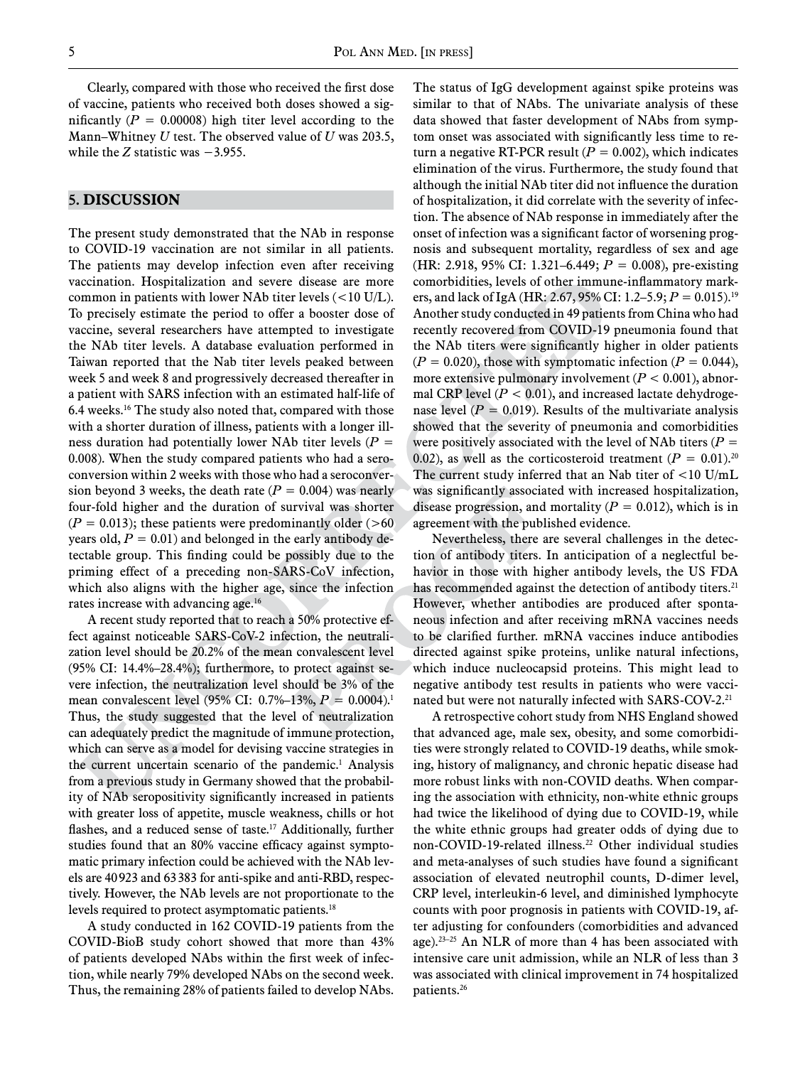Clearly, compared with those who received the first dose of vaccine, patients who received both doses showed a significantly ($P$ = 0.00008) high titer level according to the Mann–Whitney $U$ test. The observed value of $U$ was 203.5, while the $Z$ statistic was −3.955.

## 5. DISCUSSION

The present study demonstrated that the NAb in response to COVID-19 vaccination are not similar in all patients. The patients may develop infection even after receiving vaccination. Hospitalization and severe disease are more common in patients with lower NAb titer levels (<10 U/L). To precisely estimate the period to offer a booster dose of vaccine, several researchers have attempted to investigate the NAb titer levels. A database evaluation performed in Taiwan reported that the Nab titer levels peaked between week 5 and week 8 and progressively decreased thereafter in a patient with SARS infection with an estimated half-life of 6.4 weeks.[16] The study also noted that, compared with those with a shorter duration of illness, patients with a longer illness duration had potentially lower NAb titer levels ($P$ = 0.008). When the study compared patients who had a seroconversion within 2 weeks with those who had a seroconversion beyond 3 weeks, the death rate ($P$ = 0.004) was nearly four-fold higher and the duration of survival was shorter ($P$ = 0.013); these patients were predominantly older (>60 years old, $P$ = 0.01) and belonged in the early antibody detectable group. This finding could be possibly due to the priming effect of a preceding non-SARS-CoV infection, which also aligns with the higher age, since the infection rates increase with advancing age.[16]

A recent study reported that to reach a 50% protective effect against noticeable SARS-CoV-2 infection, the neutralization level should be 20.2% of the mean convalescent level (95% CI: 14.4%–28.4%); furthermore, to protect against severe infection, the neutralization level should be 3% of the mean convalescent level (95% CI: 0.7%–13%, $P$ = 0.0004).[1] Thus, the study suggested that the level of neutralization can adequately predict the magnitude of immune protection, which can serve as a model for devising vaccine strategies in the current uncertain scenario of the pandemic.[1] Analysis from a previous study in Germany showed that the probability of NAb seropositivity significantly increased in patients with greater loss of appetite, muscle weakness, chills or hot flashes, and a reduced sense of taste.[17] Additionally, further studies found that an 80% vaccine efficacy against symptomatic primary infection could be achieved with the NAb levels are 40923 and 63383 for anti-spike and anti-RBD, respectively. However, the NAb levels are not proportionate to the levels required to protect asymptomatic patients.[18]

A study conducted in 162 COVID-19 patients from the COVID-BioB study cohort showed that more than 43% of patients developed NAbs within the first week of infection, while nearly 79% developed NAbs on the second week. Thus, the remaining 28% of patients failed to develop NAbs. The status of IgG development against spike proteins was similar to that of NAbs. The univariate analysis of these data showed that faster development of NAbs from symptom onset was associated with significantly less time to return a negative RT-PCR result ($P$ = 0.002), which indicates elimination of the virus. Furthermore, the study found that although the initial NAb titer did not influence the duration of hospitalization, it did correlate with the severity of infection. The absence of NAb response in immediately after the onset of infection was a significant factor of worsening prognosis and subsequent mortality, regardless of sex and age (HR: 2.918, 95% CI: 1.321–6.449; $P$ = 0.008), pre-existing comorbidities, levels of other immune-inflammatory markers, and lack of IgA (HR: 2.67, 95% CI: 1.2–5.9; $P$ = 0.015).[19] Another study conducted in 49 patients from China who had recently recovered from COVID-19 pneumonia found that the NAb titers were significantly higher in older patients ($P$ = 0.020), those with symptomatic infection ($P$ = 0.044), more extensive pulmonary involvement ($P$ < 0.001), abnormal CRP level ($P$ < 0.01), and increased lactate dehydrogenase level ($P$ = 0.019). Results of the multivariate analysis showed that the severity of pneumonia and comorbidities were positively associated with the level of NAb titers ($P$ = 0.02), as well as the corticosteroid treatment ($P$ = 0.01).[20] The current study inferred that an Nab titer of <10 U/mL was significantly associated with increased hospitalization, disease progression, and mortality ($P$ = 0.012), which is in agreement with the published evidence.

Nevertheless, there are several challenges in the detection of antibody titers. In anticipation of a neglectful behavior in those with higher antibody levels, the US FDA has recommended against the detection of antibody titers.[21] However, whether antibodies are produced after spontaneous infection and after receiving mRNA vaccines needs to be clarified further. mRNA vaccines induce antibodies directed against spike proteins, unlike natural infections, which induce nucleocapsid proteins. This might lead to negative antibody test results in patients who were vaccinated but were not naturally infected with SARS-COV-2.[21]

A retrospective cohort study from NHS England showed that advanced age, male sex, obesity, and some comorbidities were strongly related to COVID-19 deaths, while smoking, history of malignancy, and chronic hepatic disease had more robust links with non-COVID deaths. When comparing the association with ethnicity, non-white ethnic groups had twice the likelihood of dying due to COVID-19, while the white ethnic groups had greater odds of dying due to non-COVID-19-related illness.[22] Other individual studies and meta-analyses of such studies have found a significant association of elevated neutrophil counts, D-dimer level, CRP level, interleukin-6 level, and diminished lymphocyte counts with poor prognosis in patients with COVID-19, after adjusting for confounders (comorbidities and advanced age).[23–25] An NLR of more than 4 has been associated with intensive care unit admission, while an NLR of less than 3 was associated with clinical improvement in 74 hospitalized patients.[26]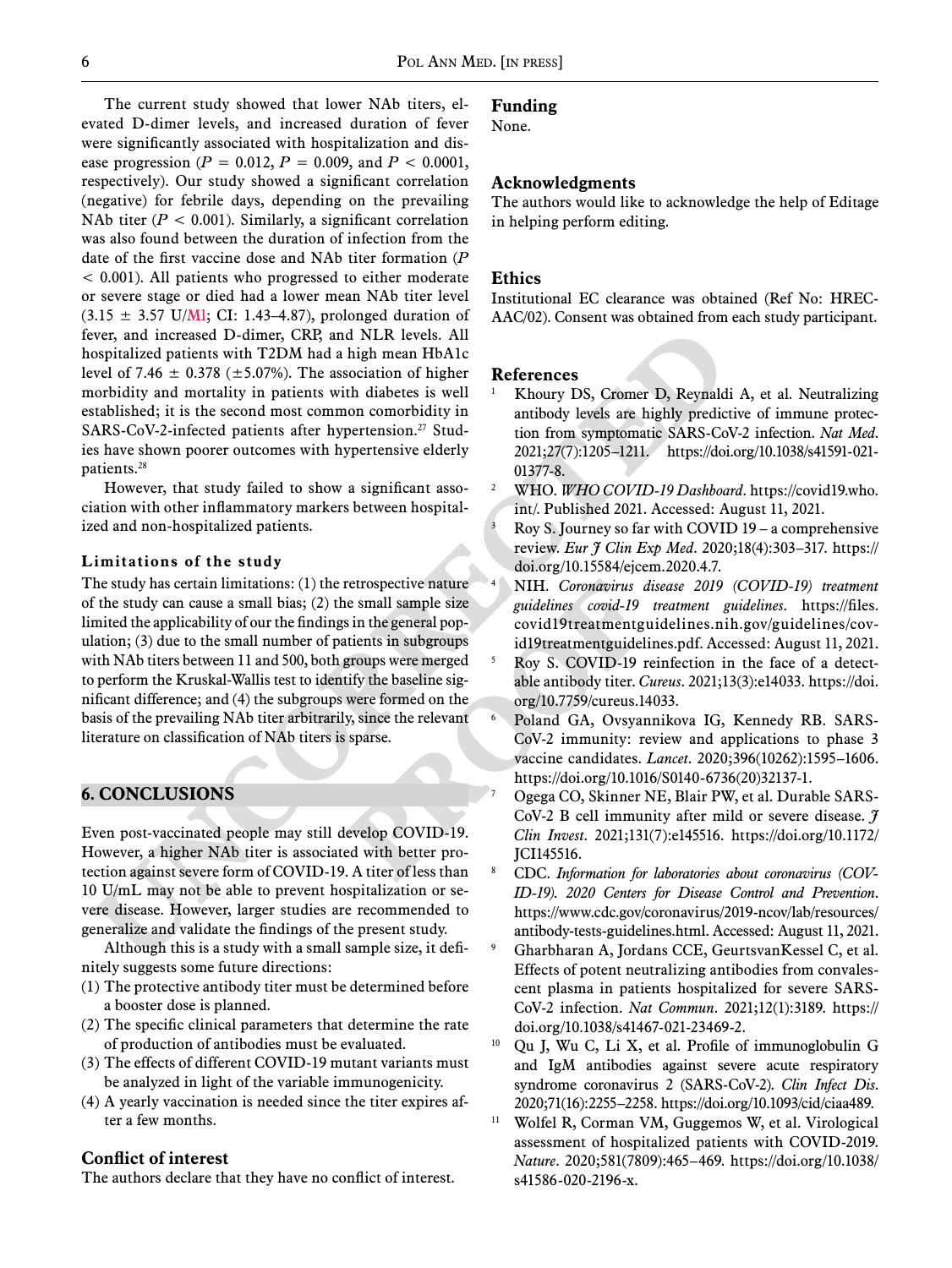The current study showed that lower NAb titers, elevated D-dimer levels, and increased duration of fever were significantly associated with hospitalization and disease progression ($P = 0.012$, $P = 0.009$, and $P < 0.0001$, respectively). Our study showed a significant correlation (negative) for febrile days, depending on the prevailing NAb titer ($P < 0.001$). Similarly, a significant correlation was also found between the duration of infection from the date of the first vaccine dose and NAb titer formation ($P < 0.001$). All patients who progressed to either moderate or severe stage or died had a lower mean NAb titer level (3.15 ± 3.57 U/Ml; CI: 1.43–4.87), prolonged duration of fever, and increased D-dimer, CRP, and NLR levels. All hospitalized patients with T2DM had a high mean HbA1c level of 7.46 ± 0.378 (±5.07%). The association of higher morbidity and mortality in patients with diabetes is well established; it is the second most common comorbidity in SARS-CoV-2-infected patients after hypertension.[27] Studies have shown poorer outcomes with hypertensive elderly patients.[28]

However, that study failed to show a significant association with other inflammatory markers between hospitalized and non-hospitalized patients.

### Limitations of the study

The study has certain limitations: (1) the retrospective nature of the study can cause a small bias; (2) the small sample size limited the applicability of our the findings in the general population; (3) due to the small number of patients in subgroups with NAb titers between 11 and 500, both groups were merged to perform the Kruskal-Wallis test to identify the baseline significant difference; and (4) the subgroups were formed on the basis of the prevailing NAb titer arbitrarily, since the relevant literature on classification of NAb titers is sparse.

## 6. CONCLUSIONS

Even post-vaccinated people may still develop COVID-19. However, a higher NAb titer is associated with better protection against severe form of COVID-19. A titer of less than 10 U/mL may not be able to prevent hospitalization or severe disease. However, larger studies are recommended to generalize and validate the findings of the present study.

Although this is a study with a small sample size, it definitely suggests some future directions:

(1) The protective antibody titer must be determined before a booster dose is planned.
(2) The specific clinical parameters that determine the rate of production of antibodies must be evaluated.
(3) The effects of different COVID-19 mutant variants must be analyzed in light of the variable immunogenicity.
(4) A yearly vaccination is needed since the titer expires after a few months.

### Conflict of interest

The authors declare that they have no conflict of interest.

### Funding

None.

### Acknowledgments

The authors would like to acknowledge the help of Editage in helping perform editing.

### Ethics

Institutional EC clearance was obtained (Ref No: HREC-AAC/02). Consent was obtained from each study participant.

### References

1. Khoury DS, Cromer D, Reynaldi A, et al. Neutralizing antibody levels are highly predictive of immune protection from symptomatic SARS-CoV-2 infection. *Nat Med*. 2021;27(7):1205–1211. https://doi.org/10.1038/s41591-021-01377-8.
2. WHO. *WHO COVID-19 Dashboard*. https://covid19.who.int/. Published 2021. Accessed: August 11, 2021.
3. Roy S. Journey so far with COVID 19 – a comprehensive review. *Eur J Clin Exp Med*. 2020;18(4):303–317. https://doi.org/10.15584/ejcem.2020.4.7.
4. NIH. *Coronavirus disease 2019 (COVID-19) treatment guidelines covid-19 treatment guidelines*. https://files.covid19treatmentguidelines.nih.gov/guidelines/covid19treatmentguidelines.pdf. Accessed: August 11, 2021.
5. Roy S. COVID-19 reinfection in the face of a detectable antibody titer. *Cureus*. 2021;13(3):e14033. https://doi.org/10.7759/cureus.14033.
6. Poland GA, Ovsyannikova IG, Kennedy RB. SARS-CoV-2 immunity: review and applications to phase 3 vaccine candidates. *Lancet*. 2020;396(10262):1595–1606. https://doi.org/10.1016/S0140-6736(20)32137-1.
7. Ogega CO, Skinner NE, Blair PW, et al. Durable SARS-CoV-2 B cell immunity after mild or severe disease. *J Clin Invest*. 2021;131(7):e145516. https://doi.org/10.1172/JCI145516.
8. CDC. *Information for laboratories about coronavirus (COVID-19). 2020 Centers for Disease Control and Prevention*. https://www.cdc.gov/coronavirus/2019-ncov/lab/resources/antibody-tests-guidelines.html. Accessed: August 11, 2021.
9. Gharbharan A, Jordans CCE, GeurtsvanKessel C, et al. Effects of potent neutralizing antibodies from convalescent plasma in patients hospitalized for severe SARS-CoV-2 infection. *Nat Commun*. 2021;12(1):3189. https://doi.org/10.1038/s41467-021-23469-2.
10. Qu J, Wu C, Li X, et al. Profile of immunoglobulin G and IgM antibodies against severe acute respiratory syndrome coronavirus 2 (SARS-CoV-2). *Clin Infect Dis*. 2020;71(16):2255–2258. https://doi.org/10.1093/cid/ciaa489.
11. Wolfel R, Corman VM, Guggemos W, et al. Virological assessment of hospitalized patients with COVID-2019. *Nature*. 2020;581(7809):465–469. https://doi.org/10.1038/s41586-020-2196-x.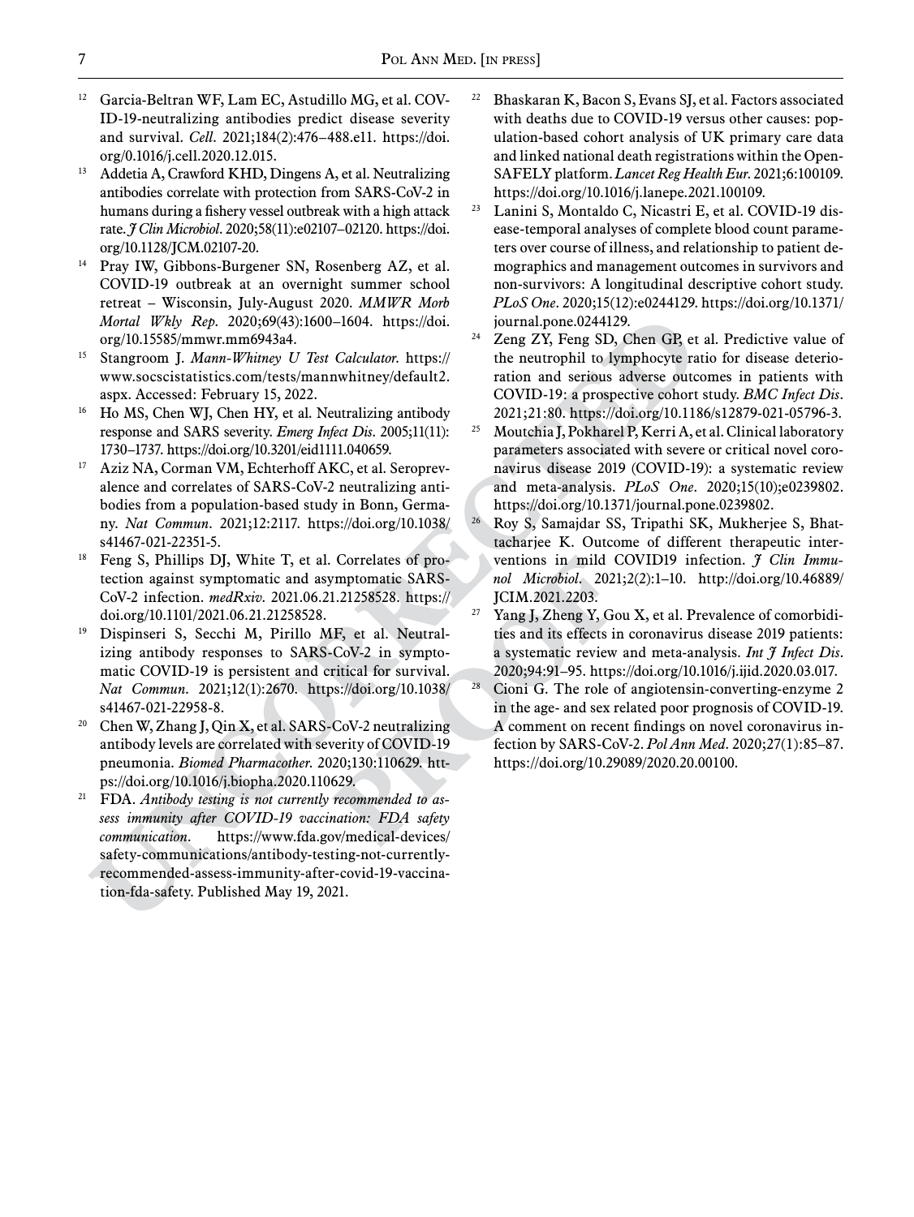12. Garcia-Beltran WF, Lam EC, Astudillo MG, et al. COVID-19-neutralizing antibodies predict disease severity and survival. *Cell*. 2021;184(2):476–488.e11. https://doi.org/0.1016/j.cell.2020.12.015.
13. Addetia A, Crawford KHD, Dingens A, et al. Neutralizing antibodies correlate with protection from SARS-CoV-2 in humans during a fishery vessel outbreak with a high attack rate. *J Clin Microbiol*. 2020;58(11):e02107–02120. https://doi.org/10.1128/JCM.02107-20.
14. Pray IW, Gibbons-Burgener SN, Rosenberg AZ, et al. COVID-19 outbreak at an overnight summer school retreat – Wisconsin, July-August 2020. *MMWR Morb Mortal Wkly Rep*. 2020;69(43):1600–1604. https://doi.org/10.15585/mmwr.mm6943a4.
15. Stangroom J. *Mann-Whitney U Test Calculator*. https://www.socscistatistics.com/tests/mannwhitney/default2.aspx. Accessed: February 15, 2022.
16. Ho MS, Chen WJ, Chen HY, et al. Neutralizing antibody response and SARS severity. *Emerg Infect Dis*. 2005;11(11):1730–1737. https://doi.org/10.3201/eid1111.040659.
17. Aziz NA, Corman VM, Echterhoff AKC, et al. Seroprevalence and correlates of SARS-CoV-2 neutralizing antibodies from a population-based study in Bonn, Germany. *Nat Commun*. 2021;12:2117. https://doi.org/10.1038/s41467-021-22351-5.
18. Feng S, Phillips DJ, White T, et al. Correlates of protection against symptomatic and asymptomatic SARS-CoV-2 infection. *medRxiv*. 2021.06.21.21258528. https://doi.org/10.1101/2021.06.21.21258528.
19. Dispinseri S, Secchi M, Pirillo MF, et al. Neutralizing antibody responses to SARS-CoV-2 in symptomatic COVID-19 is persistent and critical for survival. *Nat Commun*. 2021;12(1):2670. https://doi.org/10.1038/s41467-021-22958-8.
20. Chen W, Zhang J, Qin X, et al. SARS-CoV-2 neutralizing antibody levels are correlated with severity of COVID-19 pneumonia. *Biomed Pharmacother*. 2020;130:110629. https://doi.org/10.1016/j.biopha.2020.110629.
21. FDA. *Antibody testing is not currently recommended to assess immunity after COVID-19 vaccination: FDA safety communication*. https://www.fda.gov/medical-devices/safety-communications/antibody-testing-not-currently-recommended-assess-immunity-after-covid-19-vaccination-fda-safety. Published May 19, 2021.
22. Bhaskaran K, Bacon S, Evans SJ, et al. Factors associated with deaths due to COVID-19 versus other causes: population-based cohort analysis of UK primary care data and linked national death registrations within the OpenSAFELY platform. *Lancet Reg Health Eur*. 2021;6:100109. https://doi.org/10.1016/j.lanepe.2021.100109.
23. Lanini S, Montaldo C, Nicastri E, et al. COVID-19 disease-temporal analyses of complete blood count parameters over course of illness, and relationship to patient demographics and management outcomes in survivors and non-survivors: A longitudinal descriptive cohort study. *PLoS One*. 2020;15(12):e0244129. https://doi.org/10.1371/journal.pone.0244129.
24. Zeng ZY, Feng SD, Chen GP, et al. Predictive value of the neutrophil to lymphocyte ratio for disease deterioration and serious adverse outcomes in patients with COVID-19: a prospective cohort study. *BMC Infect Dis*. 2021;21:80. https://doi.org/10.1186/s12879-021-05796-3.
25. Moutchia J, Pokharel P, Kerri A, et al. Clinical laboratory parameters associated with severe or critical novel coronavirus disease 2019 (COVID-19): a systematic review and meta-analysis. *PLoS One*. 2020;15(10);e0239802. https://doi.org/10.1371/journal.pone.0239802.
26. Roy S, Samajdar SS, Tripathi SK, Mukherjee S, Bhattacharjee K. Outcome of different therapeutic interventions in mild COVID19 infection. *J Clin Immunol Microbiol*. 2021;2(2):1–10. http://doi.org/10.46889/JCIM.2021.2203.
27. Yang J, Zheng Y, Gou X, et al. Prevalence of comorbidities and its effects in coronavirus disease 2019 patients: a systematic review and meta-analysis. *Int J Infect Dis*. 2020;94:91–95. https://doi.org/10.1016/j.ijid.2020.03.017.
28. Cioni G. The role of angiotensin-converting-enzyme 2 in the age- and sex related poor prognosis of COVID-19. A comment on recent findings on novel coronavirus infection by SARS-CoV-2. *Pol Ann Med*. 2020;27(1):85–87. https://doi.org/10.29089/2020.20.00100.